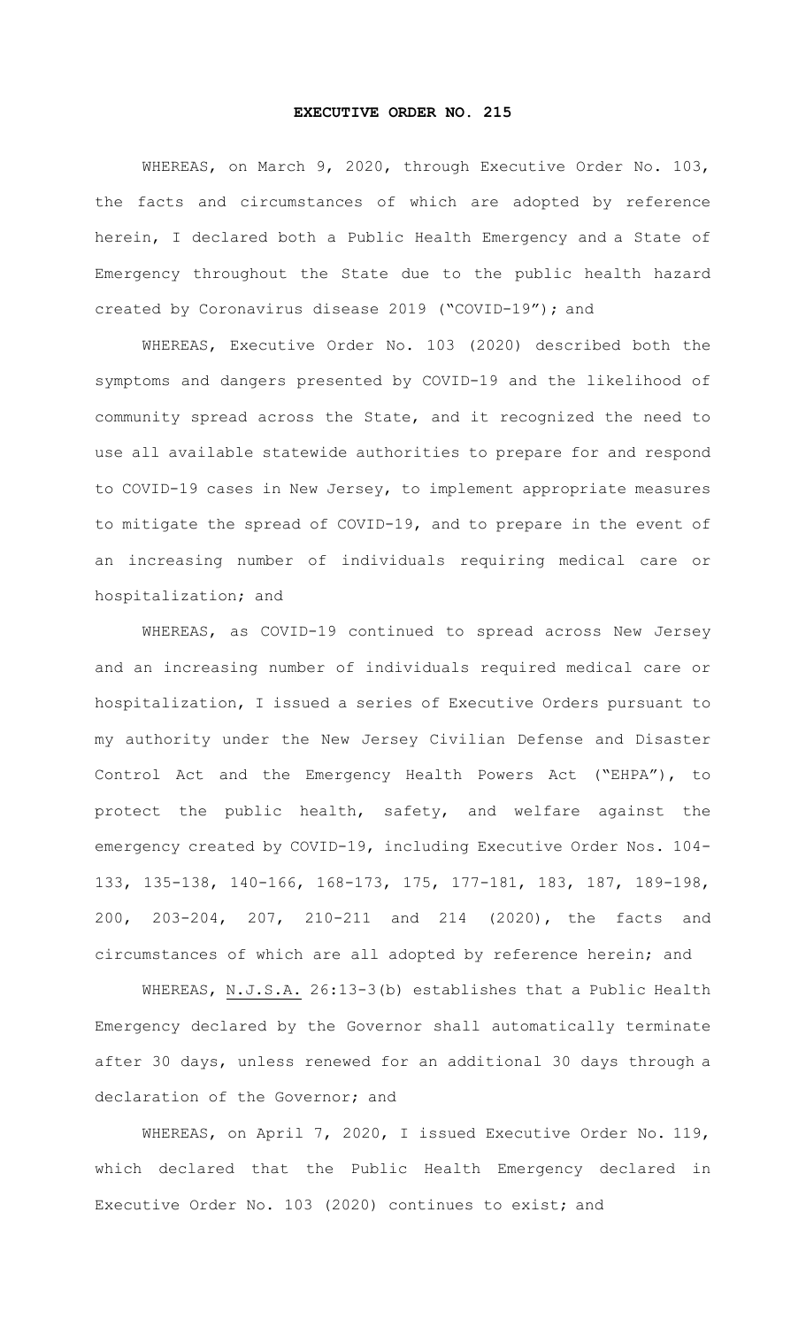# EXECUTIVE ORDER NO. 215

WHEREAS, on March 9, 2020, through Executive Order No. 103, the facts and circumstances of which are adopted by reference herein, I declared both a Public Health Emergency and a State of Emergency throughout the State due to the public health hazard created by Coronavirus disease 2019 ("COVID-19"); and

WHEREAS, Executive Order No. 103 (2020) described both the symptoms and dangers presented by COVID-19 and the likelihood of community spread across the State, and it recognized the need to use all available statewide authorities to prepare for and respond to COVID-19 cases in New Jersey, to implement appropriate measures to mitigate the spread of COVID-19, and to prepare in the event of an increasing number of individuals requiring medical care or hospitalization; and

WHEREAS, as COVID-19 continued to spread across New Jersey and an increasing number of individuals required medical care or hospitalization, I issued a series of Executive Orders pursuant to my authority under the New Jersey Civilian Defense and Disaster Control Act and the Emergency Health Powers Act ("EHPA"), to protect the public health, safety, and welfare against the emergency created by COVID-19, including Executive Order Nos. 104-133, 135-138, 140-166, 168-173, 175, 177-181, 183, 187, 189-198, 200, 203-204, 207, 210-211 and 214 (2020), the facts and circumstances of which are all adopted by reference herein; and

WHEREAS, N.J.S.A. 26:13-3(b) establishes that a Public Health Emergency declared by the Governor shall automatically terminate after 30 days, unless renewed for an additional 30 days through a declaration of the Governor; and

WHEREAS, on April 7, 2020, I issued Executive Order No. 119, which declared that the Public Health Emergency declared in Executive Order No. 103 (2020) continues to exist; and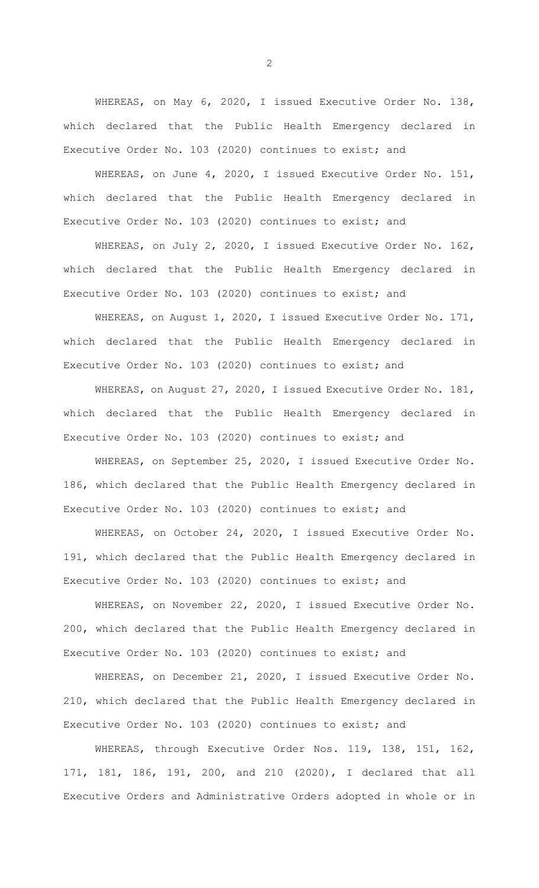WHEREAS, on May 6, 2020, I issued Executive Order No. 138, which declared that the Public Health Emergency declared in Executive Order No. 103 (2020) continues to exist; and

WHEREAS, on June 4, 2020, I issued Executive Order No. 151, which declared that the Public Health Emergency declared in Executive Order No. 103 (2020) continues to exist; and

WHEREAS, on July 2, 2020, I issued Executive Order No. 162, which declared that the Public Health Emergency declared in Executive Order No. 103 (2020) continues to exist; and

WHEREAS, on August 1, 2020, I issued Executive Order No. 171, which declared that the Public Health Emergency declared in Executive Order No. 103 (2020) continues to exist; and

WHEREAS, on August 27, 2020, I issued Executive Order No. 181, which declared that the Public Health Emergency declared in Executive Order No. 103 (2020) continues to exist; and

WHEREAS, on September 25, 2020, I issued Executive Order No. 186, which declared that the Public Health Emergency declared in Executive Order No. 103 (2020) continues to exist; and

WHEREAS, on October 24, 2020, I issued Executive Order No. 191, which declared that the Public Health Emergency declared in Executive Order No. 103 (2020) continues to exist; and

WHEREAS, on November 22, 2020, I issued Executive Order No. 200, which declared that the Public Health Emergency declared in Executive Order No. 103 (2020) continues to exist; and

WHEREAS, on December 21, 2020, I issued Executive Order No. 210, which declared that the Public Health Emergency declared in Executive Order No. 103 (2020) continues to exist; and

WHEREAS, through Executive Order Nos. 119, 138, 151, 162, 171, 181, 186, 191, 200, and 210 (2020), I declared that all Executive Orders and Administrative Orders adopted in whole or in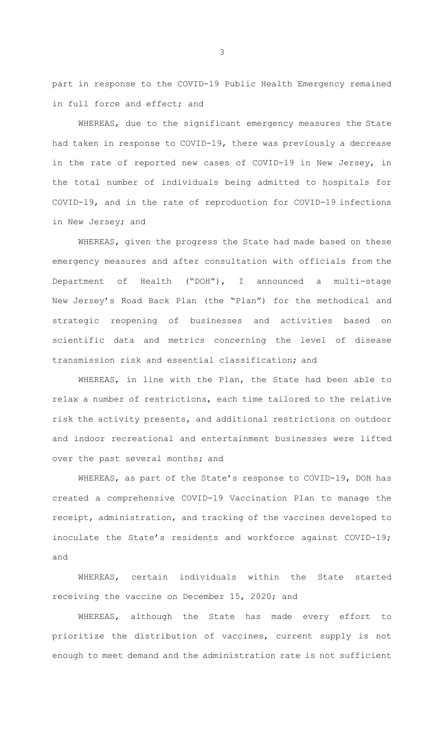part in response to the COVID-19 Public Health Emergency remained in full force and effect; and

WHEREAS, due to the significant emergency measures the State had taken in response to COVID-19, there was previously a decrease in the rate of reported new cases of COVID-19 in New Jersey, in the total number of individuals being admitted to hospitals for COVID-19, and in the rate of reproduction for COVID-19 infections in New Jersey; and

WHEREAS, given the progress the State had made based on these emergency measures and after consultation with officials from the Department of Health ("DOH"), I announced a multi-stage New Jersey's Road Back Plan (the "Plan") for the methodical and strategic reopening of businesses and activities based on scientific data and metrics concerning the level of disease transmission risk and essential classification; and

WHEREAS, in line with the Plan, the State had been able to relax a number of restrictions, each time tailored to the relative risk the activity presents, and additional restrictions on outdoor and indoor recreational and entertainment businesses were lifted over the past several months; and

WHEREAS, as part of the State's response to COVID-19, DOH has created a comprehensive COVID-19 Vaccination Plan to manage the receipt, administration, and tracking of the vaccines developed to inoculate the State's residents and workforce against COVID-19; and

WHEREAS, certain individuals within the State started receiving the vaccine on December 15, 2020; and

WHEREAS, although the State has made every effort to prioritize the distribution of vaccines, current supply is not enough to meet demand and the administration rate is not sufficient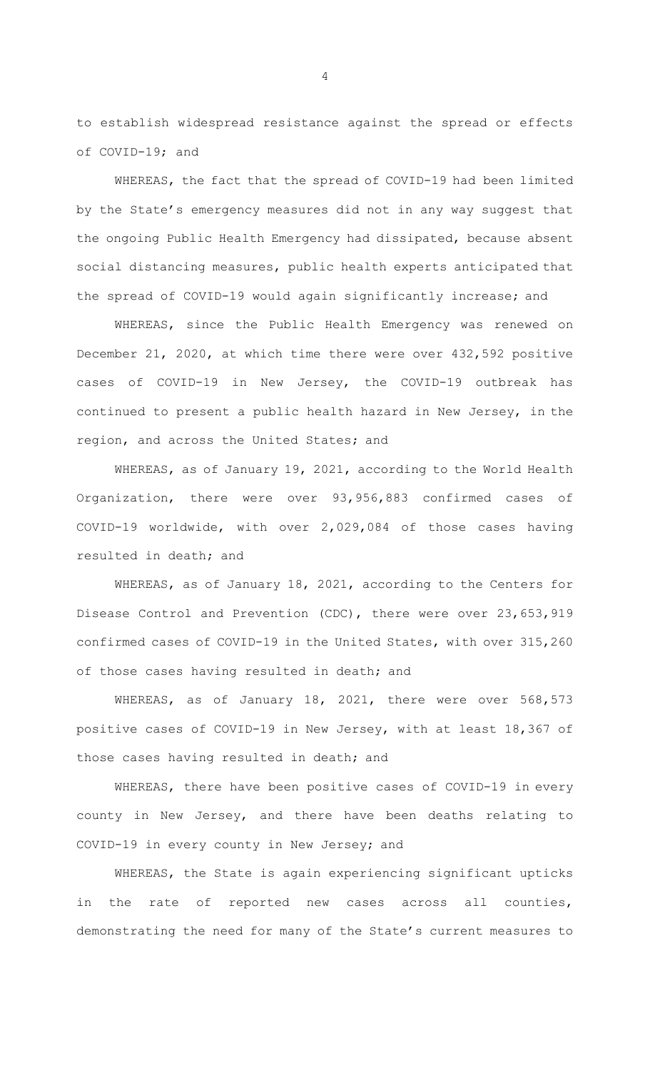to establish widespread resistance against the spread or effects of COVID-19; and

WHEREAS, the fact that the spread of COVID-19 had been limited by the State's emergency measures did not in any way suggest that the ongoing Public Health Emergency had dissipated, because absent social distancing measures, public health experts anticipated that the spread of COVID-19 would again significantly increase; and

WHEREAS, since the Public Health Emergency was renewed on December 21, 2020, at which time there were over 432,592 positive cases of COVID-19 in New Jersey, the COVID-19 outbreak has continued to present a public health hazard in New Jersey, in the region, and across the United States; and

WHEREAS, as of January 19, 2021, according to the World Health Organization, there were over 93,956,883 confirmed cases of COVID-19 worldwide, with over 2,029,084 of those cases having resulted in death; and

WHEREAS, as of January 18, 2021, according to the Centers for Disease Control and Prevention (CDC), there were over 23,653,919 confirmed cases of COVID-19 in the United States, with over 315,260 of those cases having resulted in death; and

WHEREAS, as of January 18, 2021, there were over 568,573 positive cases of COVID-19 in New Jersey, with at least 18,367 of those cases having resulted in death; and

WHEREAS, there have been positive cases of COVID-19 in every county in New Jersey, and there have been deaths relating to COVID-19 in every county in New Jersey; and

WHEREAS, the State is again experiencing significant upticks in the rate of reported new cases across all counties, demonstrating the need for many of the State's current measures to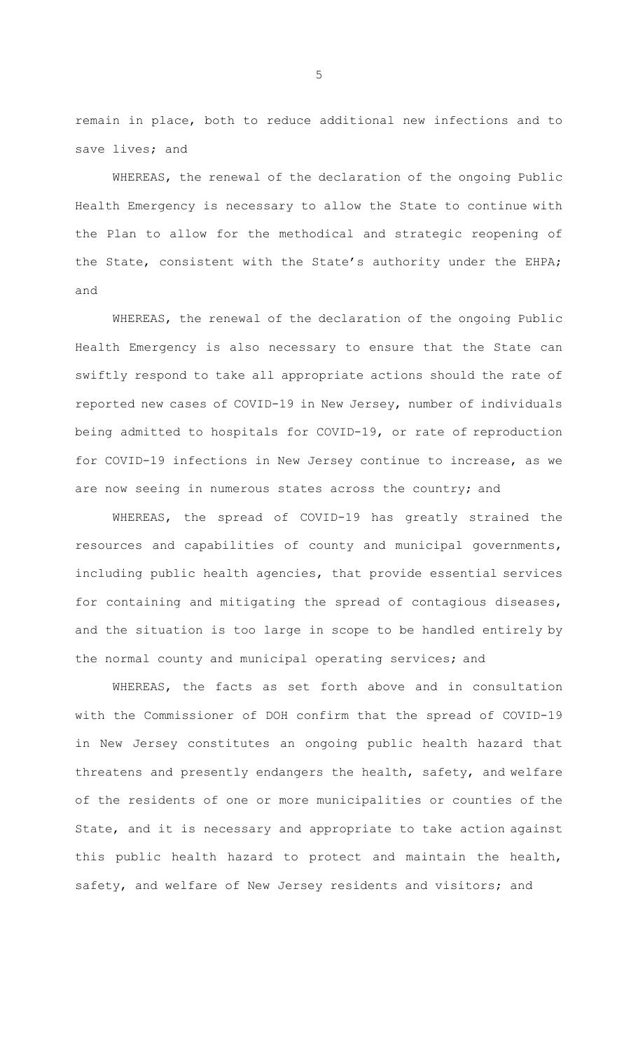remain in place, both to reduce additional new infections and to save lives; and

WHEREAS, the renewal of the declaration of the ongoing Public Health Emergency is necessary to allow the State to continue with the Plan to allow for the methodical and strategic reopening of the State, consistent with the State's authority under the EHPA; and

WHEREAS, the renewal of the declaration of the ongoing Public Health Emergency is also necessary to ensure that the State can swiftly respond to take all appropriate actions should the rate of reported new cases of COVID-19 in New Jersey, number of individuals being admitted to hospitals for COVID-19, or rate of reproduction for COVID-19 infections in New Jersey continue to increase, as we are now seeing in numerous states across the country; and

WHEREAS, the spread of COVID-19 has greatly strained the resources and capabilities of county and municipal governments, including public health agencies, that provide essential services for containing and mitigating the spread of contagious diseases, and the situation is too large in scope to be handled entirely by the normal county and municipal operating services; and

WHEREAS, the facts as set forth above and in consultation with the Commissioner of DOH confirm that the spread of COVID-19 in New Jersey constitutes an ongoing public health hazard that threatens and presently endangers the health, safety, and welfare of the residents of one or more municipalities or counties of the State, and it is necessary and appropriate to take action against this public health hazard to protect and maintain the health, safety, and welfare of New Jersey residents and visitors; and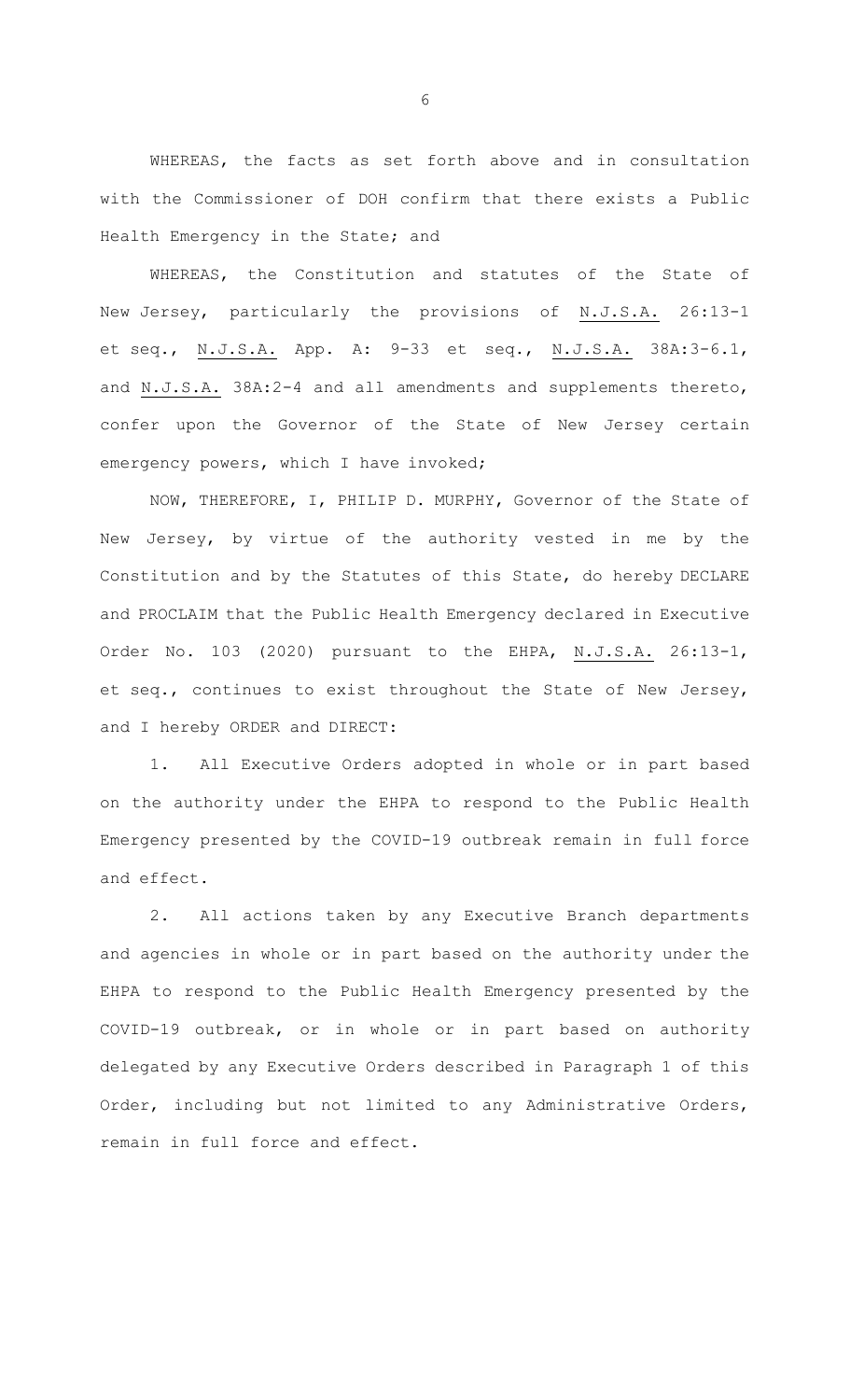WHEREAS, the facts as set forth above and in consultation with the Commissioner of DOH confirm that there exists a Public Health Emergency in the State; and

WHEREAS, the Constitution and statutes of the State of New Jersey, particularly the provisions of N.J.S.A. 26:13-1 et seq., N.J.S.A. App. A: 9-33 et seq., N.J.S.A. 38A:3-6.1, and N.J.S.A. 38A:2-4 and all amendments and supplements thereto, confer upon the Governor of the State of New Jersey certain emergency powers, which I have invoked;

NOW, THEREFORE, I, PHILIP D. MURPHY, Governor of the State of New Jersey, by virtue of the authority vested in me by the Constitution and by the Statutes of this State, do hereby DECLARE and PROCLAIM that the Public Health Emergency declared in Executive Order No. 103 (2020) pursuant to the EHPA, N.J.S.A. 26:13-1, et seq., continues to exist throughout the State of New Jersey, and I hereby ORDER and DIRECT:

1. All Executive Orders adopted in whole or in part based on the authority under the EHPA to respond to the Public Health Emergency presented by the COVID-19 outbreak remain in full force and effect.

2. All actions taken by any Executive Branch departments and agencies in whole or in part based on the authority under the EHPA to respond to the Public Health Emergency presented by the COVID-19 outbreak, or in whole or in part based on authority delegated by any Executive Orders described in Paragraph 1 of this Order, including but not limited to any Administrative Orders, remain in full force and effect.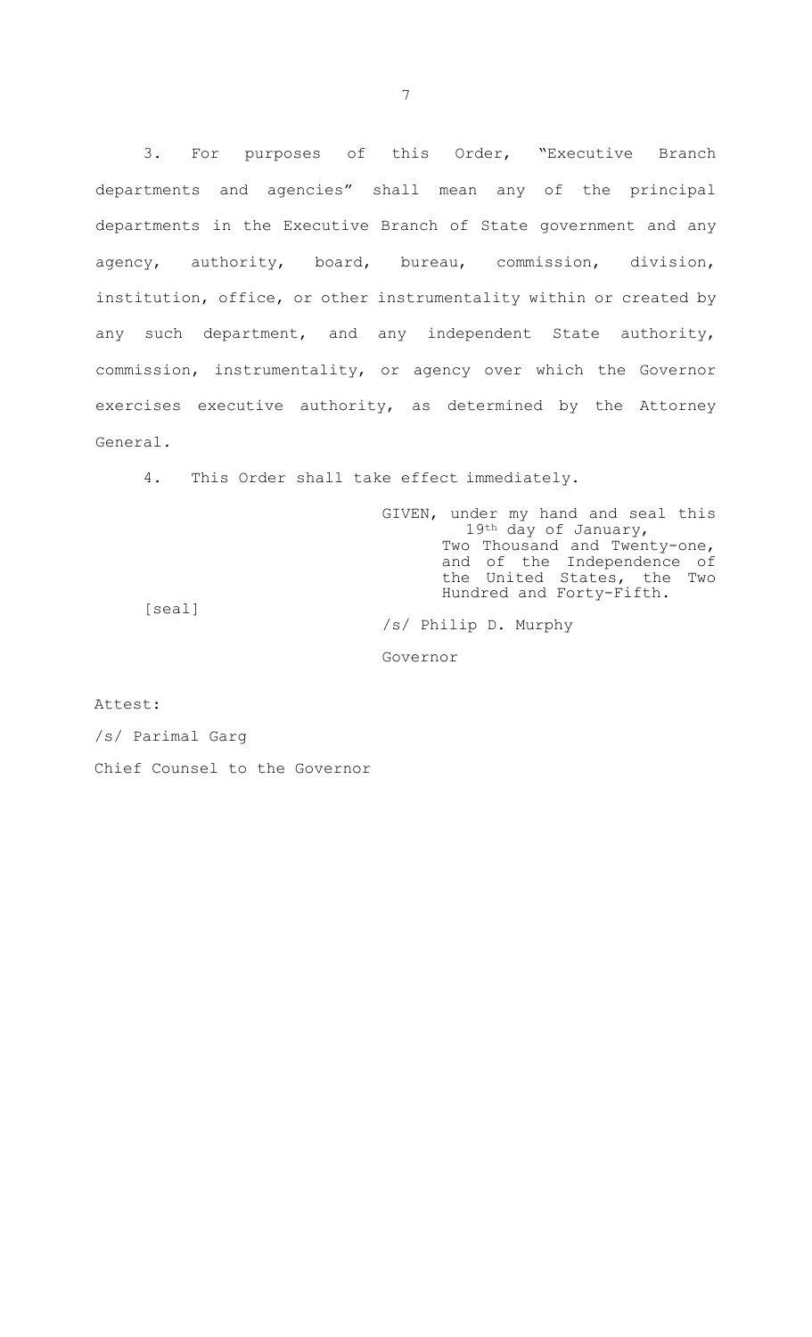3. For purposes of this Order, "Executive Branch departments and agencies" shall mean any of the principal departments in the Executive Branch of State government and any agency, authority, board, bureau, commission, division, institution, office, or other instrumentality within or created by any such department, and any independent State authority, commission, instrumentality, or agency over which the Governor exercises executive authority, as determined by the Attorney General.

4. This Order shall take effect immediately.

GIVEN, under my hand and seal this 19th day of January, Two Thousand and Twenty-one, and of the Independence of the United States, the Two Hundred and Forty-Fifth.

[seal]

/s/ Philip D. Murphy

Governor

Attest:

/s/ Parimal Garg

Chief Counsel to the Governor